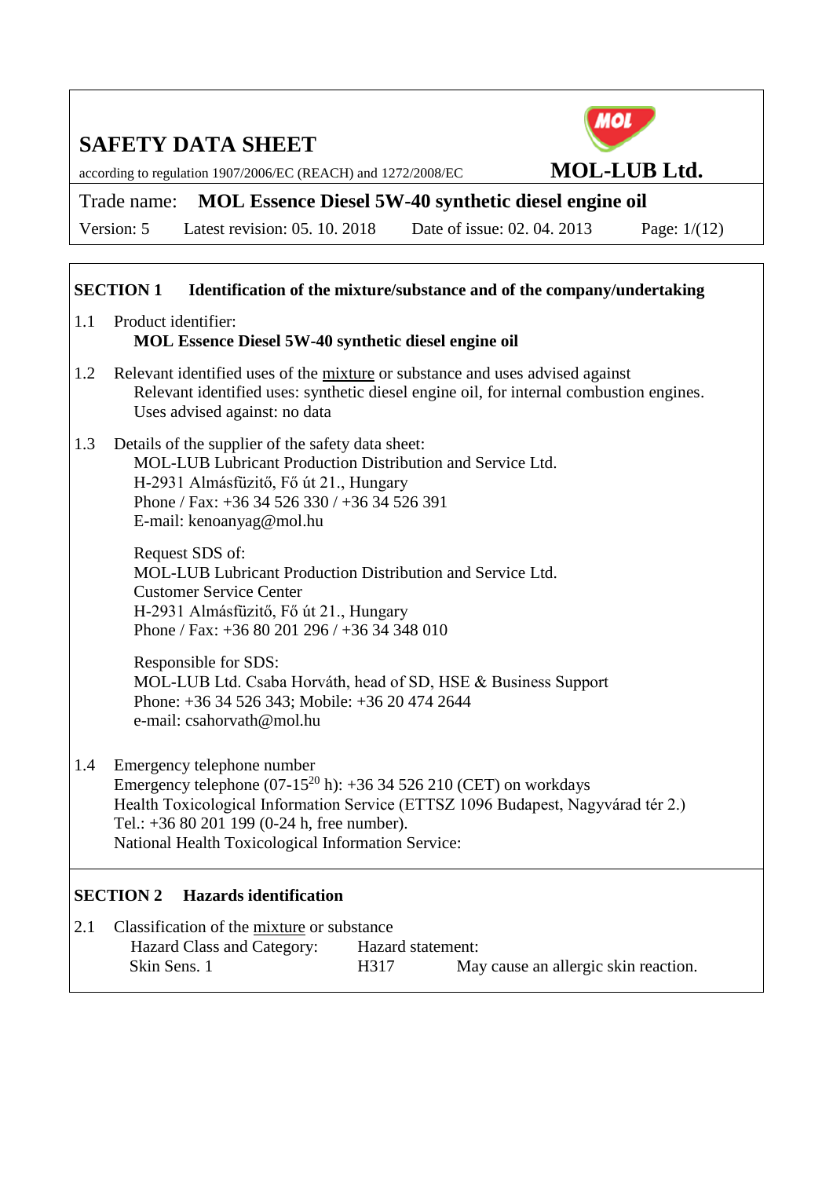# SAFETY DATA SHEET

according to regulation 1907/2006/EC (REACH) and 1272/2008/EC

**MOL-LUB Ltd.**

Trade name: **MOL Essence Diesel 5W-40 synthetic diesel engine oil**

Version: 5 Latest revision: 05. 10. 2018 Date of issue: 02. 04. 2013

## SECTION 1 Identification of the mixture/substance and of the company/undertaking

1.1 Product identifier:
**MOL Essence Diesel 5W-40 synthetic diesel engine oil**

1.2 Relevant identified uses of the mixture or substance and uses advised against
Relevant identified uses: synthetic diesel engine oil, for internal combustion engines.
Uses advised against: no data

1.3 Details of the supplier of the safety data sheet:
MOL-LUB Lubricant Production Distribution and Service Ltd.
H-2931 Almásfüzitő, Fő út 21., Hungary
Phone / Fax: +36 34 526 330 / +36 34 526 391
E-mail: kenoanyag@mol.hu

Request SDS of:
MOL-LUB Lubricant Production Distribution and Service Ltd.
Customer Service Center
H-2931 Almásfüzitő, Fő út 21., Hungary
Phone / Fax: +36 80 201 296 / +36 34 348 010

Responsible for SDS:
MOL-LUB Ltd. Csaba Horváth, head of SD, HSE & Business Support
Phone: +36 34 526 343; Mobile: +36 20 474 2644
e-mail: csahorvath@mol.hu

1.4 Emergency telephone number
Emergency telephone (07-15[20] h): +36 34 526 210 (CET) on workdays
Health Toxicological Information Service (ETTSZ 1096 Budapest, Nagyvárad tér 2.)
Tel.: +36 80 201 199 (0-24 h, free number).
National Health Toxicological Information Service:

## SECTION 2 Hazards identification

2.1 Classification of the mixture or substance

| Hazard Class and Category: | Hazard statement: | |
|---|---|---|
| Skin Sens. 1 | H317 | May cause an allergic skin reaction. |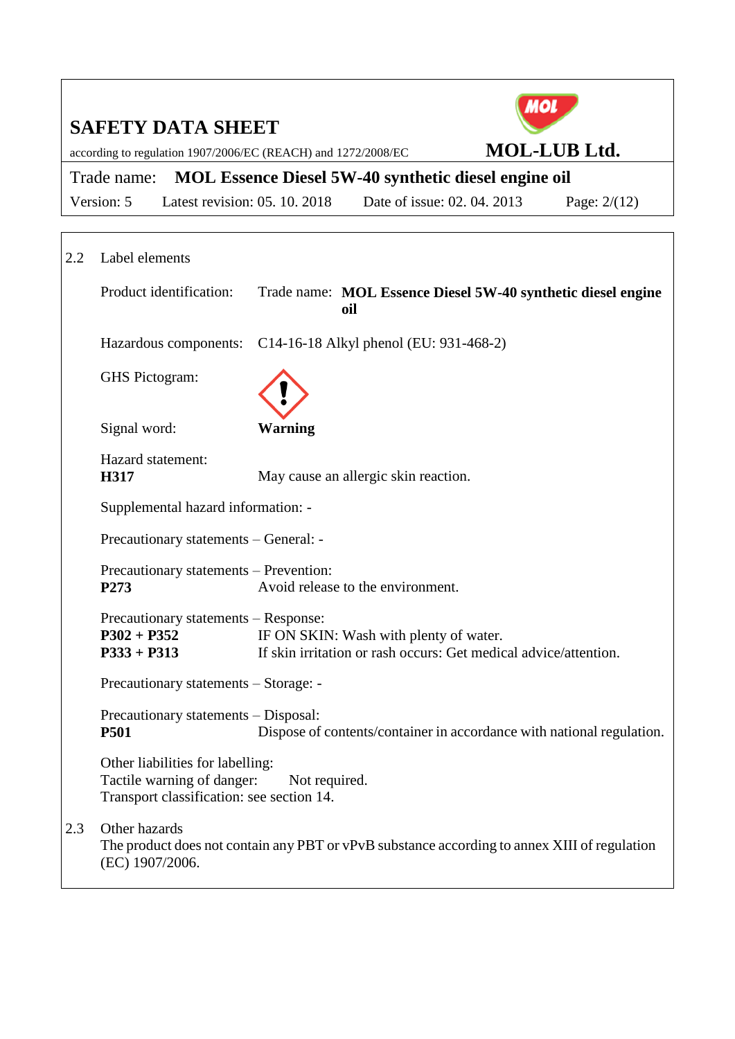## 2.2 Label elements

Product identification: Trade name: **MOL Essence Diesel 5W-40 synthetic diesel engine oil**

Hazardous components: C14-16-18 Alkyl phenol (EU: 931-468-2)

GHS Pictogram:

Signal word: **Warning**

Hazard statement:

**H317** May cause an allergic skin reaction.

Supplemental hazard information: -

Precautionary statements – General: -

Precautionary statements – Prevention:

**P273** Avoid release to the environment.

Precautionary statements – Response:

**P302 + P352** IF ON SKIN: Wash with plenty of water.

**P333 + P313** If skin irritation or rash occurs: Get medical advice/attention.

Precautionary statements – Storage: -

Precautionary statements – Disposal:

**P501** Dispose of contents/container in accordance with national regulation.

Other liabilities for labelling:

Tactile warning of danger: Not required.

Transport classification: see section 14.

## 2.3 Other hazards

The product does not contain any PBT or vPvB substance according to annex XIII of regulation (EC) 1907/2006.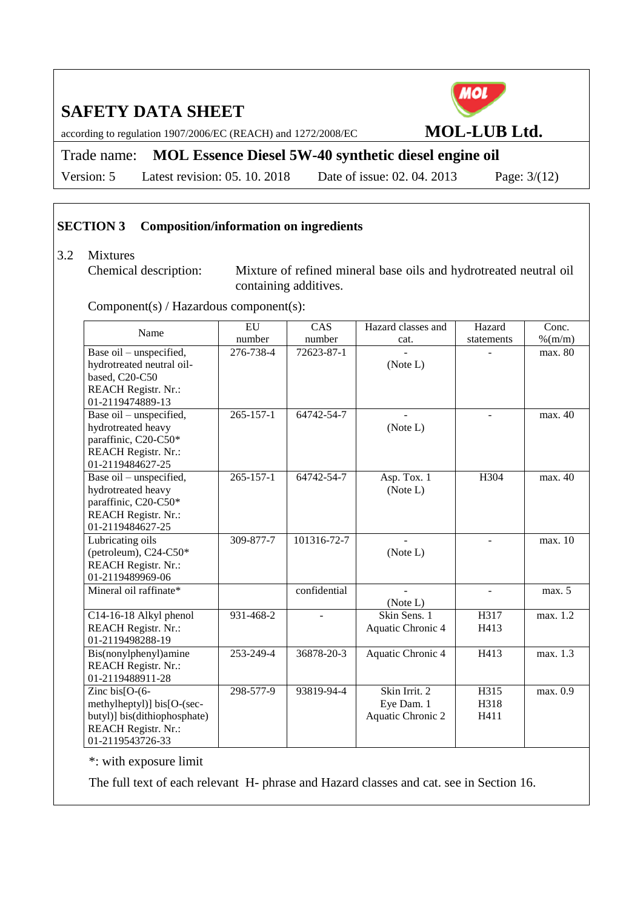## SECTION 3 Composition/information on ingredients

3.2 Mixtures

Chemical description: Mixture of refined mineral base oils and hydrotreated neutral oil containing additives.

Component(s) / Hazardous component(s):

| Name | EU number | CAS number | Hazard classes and cat. | Hazard statements | Conc. %(m/m) |
|---|---|---|---|---|---|
| Base oil – unspecified, hydrotreated neutral oil-based, C20-C50 REACH Registr. Nr.: 01-2119474889-13 | 276-738-4 | 72623-87-1 | - (Note L) | - | max. 80 |
| Base oil – unspecified, hydrotreated heavy paraffinic, C20-C50* REACH Registr. Nr.: 01-2119484627-25 | 265-157-1 | 64742-54-7 | - (Note L) | - | max. 40 |
| Base oil – unspecified, hydrotreated heavy paraffinic, C20-C50* REACH Registr. Nr.: 01-2119484627-25 | 265-157-1 | 64742-54-7 | Asp. Tox. 1 (Note L) | H304 | max. 40 |
| Lubricating oils (petroleum), C24-C50* REACH Registr. Nr.: 01-2119489969-06 | 309-877-7 | 101316-72-7 | - (Note L) | - | max. 10 |
| Mineral oil raffinate* | | confidential | - (Note L) | - | max. 5 |
| C14-16-18 Alkyl phenol REACH Registr. Nr.: 01-2119498288-19 | 931-468-2 | - | Skin Sens. 1 Aquatic Chronic 4 | H317 H413 | max. 1.2 |
| Bis(nonylphenyl)amine REACH Registr. Nr.: 01-2119488911-28 | 253-249-4 | 36878-20-3 | Aquatic Chronic 4 | H413 | max. 1.3 |
| Zinc bis[O-(6-methylheptyl)] bis[O-(sec-butyl)] bis(dithiophosphate) REACH Registr. Nr.: 01-2119543726-33 | 298-577-9 | 93819-94-4 | Skin Irrit. 2 Eye Dam. 1 Aquatic Chronic 2 | H315 H318 H411 | max. 0.9 |

*: with exposure limit

The full text of each relevant H- phrase and Hazard classes and cat. see in Section 16.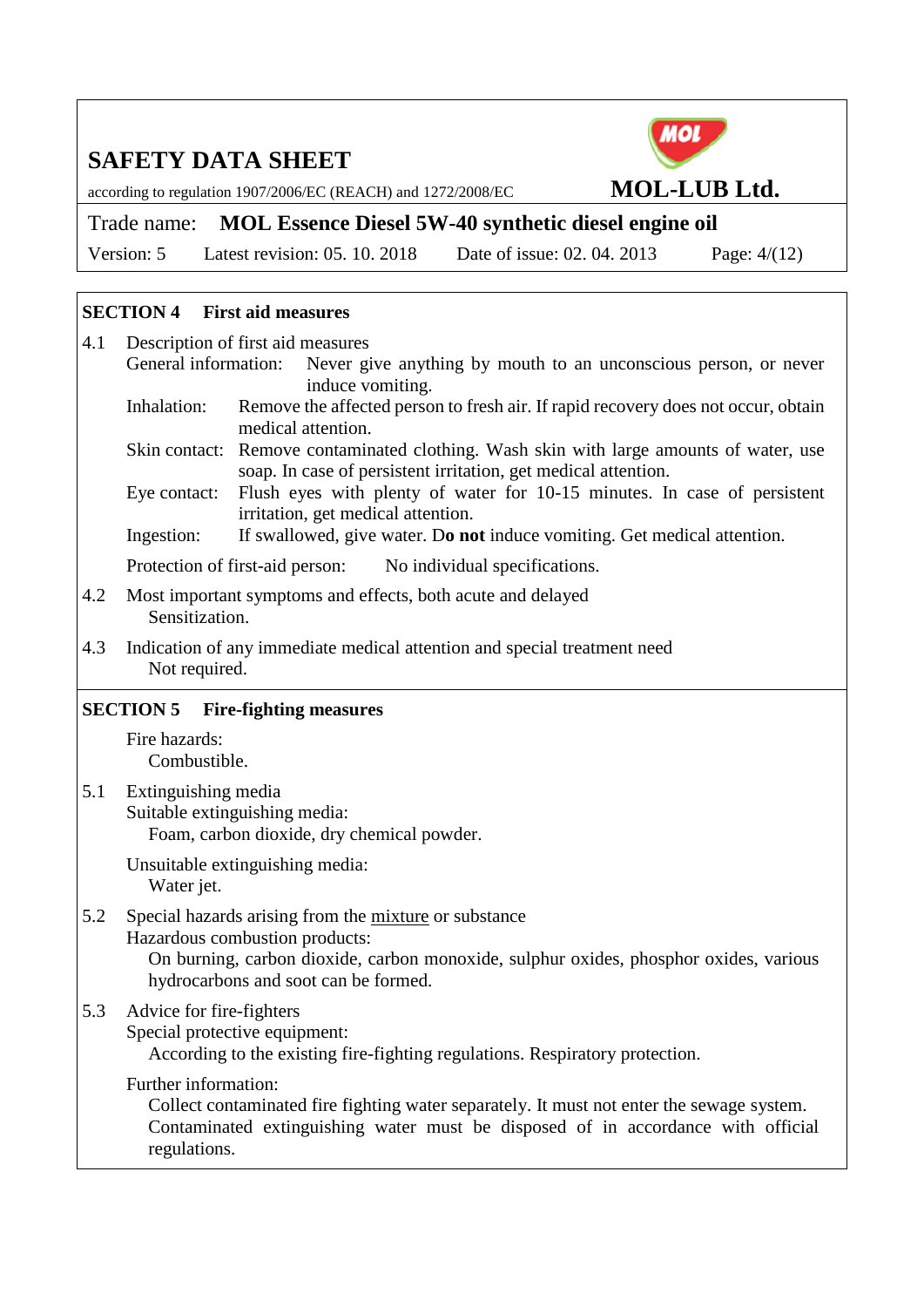## SECTION 4 First aid measures

4.1 Description of first aid measures

General information: Never give anything by mouth to an unconscious person, or never induce vomiting.

Inhalation: Remove the affected person to fresh air. If rapid recovery does not occur, obtain medical attention.

Skin contact: Remove contaminated clothing. Wash skin with large amounts of water, use soap. In case of persistent irritation, get medical attention.

Eye contact: Flush eyes with plenty of water for 10-15 minutes. In case of persistent irritation, get medical attention.

Ingestion: If swallowed, give water. D**o not** induce vomiting. Get medical attention.

Protection of first-aid person: No individual specifications.

4.2 Most important symptoms and effects, both acute and delayed

Sensitization.

4.3 Indication of any immediate medical attention and special treatment need

Not required.

## SECTION 5 Fire-fighting measures

Fire hazards:

Combustible.

5.1 Extinguishing media

Suitable extinguishing media:

Foam, carbon dioxide, dry chemical powder.

Unsuitable extinguishing media:

Water jet.

5.2 Special hazards arising from the mixture or substance

Hazardous combustion products:

On burning, carbon dioxide, carbon monoxide, sulphur oxides, phosphor oxides, various hydrocarbons and soot can be formed.

5.3 Advice for fire-fighters

Special protective equipment:

According to the existing fire-fighting regulations. Respiratory protection.

Further information:

Collect contaminated fire fighting water separately. It must not enter the sewage system. Contaminated extinguishing water must be disposed of in accordance with official regulations.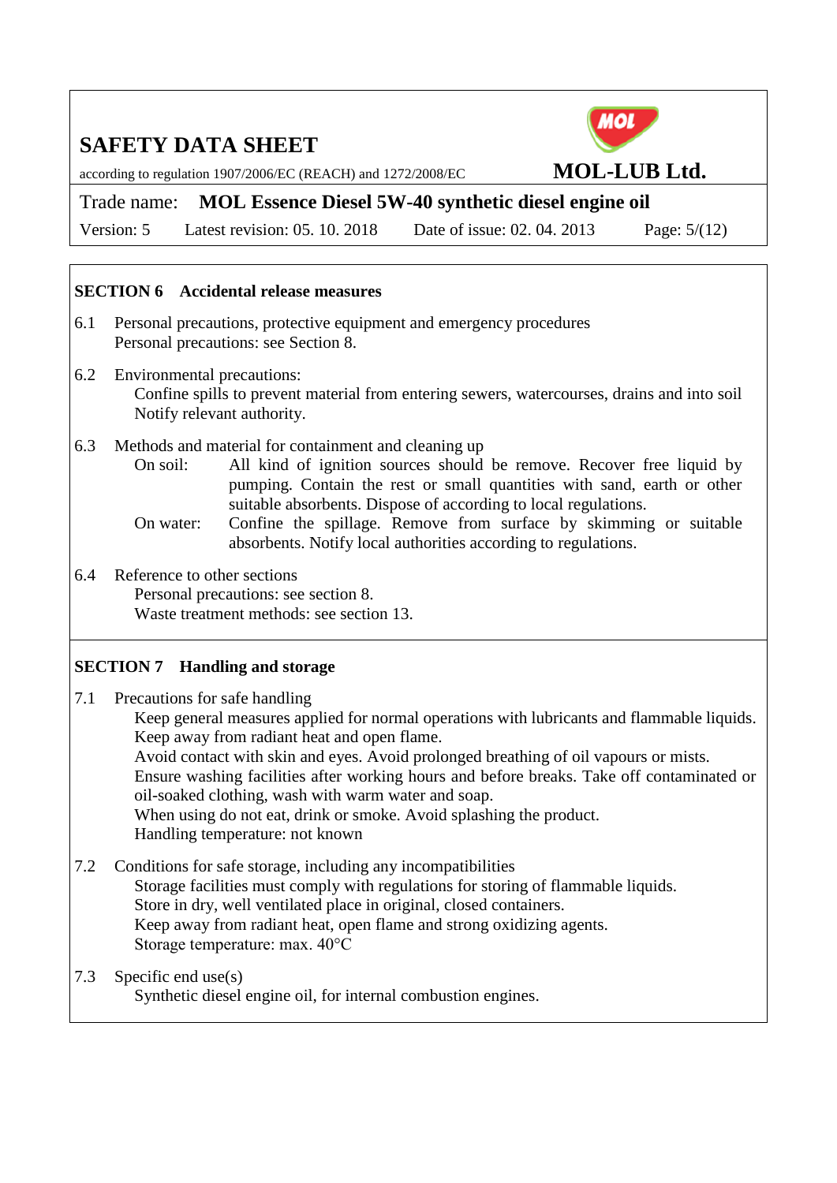## SECTION 6 Accidental release measures

6.1 Personal precautions, protective equipment and emergency procedures
Personal precautions: see Section 8.

6.2 Environmental precautions:
Confine spills to prevent material from entering sewers, watercourses, drains and into soil
Notify relevant authority.

6.3 Methods and material for containment and cleaning up

On soil: All kind of ignition sources should be remove. Recover free liquid by pumping. Contain the rest or small quantities with sand, earth or other suitable absorbents. Dispose of according to local regulations.

On water: Confine the spillage. Remove from surface by skimming or suitable absorbents. Notify local authorities according to regulations.

6.4 Reference to other sections
Personal precautions: see section 8.
Waste treatment methods: see section 13.

## SECTION 7 Handling and storage

7.1 Precautions for safe handling
Keep general measures applied for normal operations with lubricants and flammable liquids.
Keep away from radiant heat and open flame.
Avoid contact with skin and eyes. Avoid prolonged breathing of oil vapours or mists.
Ensure washing facilities after working hours and before breaks. Take off contaminated or oil-soaked clothing, wash with warm water and soap.
When using do not eat, drink or smoke. Avoid splashing the product.
Handling temperature: not known

7.2 Conditions for safe storage, including any incompatibilities
Storage facilities must comply with regulations for storing of flammable liquids.
Store in dry, well ventilated place in original, closed containers.
Keep away from radiant heat, open flame and strong oxidizing agents.
Storage temperature: max. 40°C

7.3 Specific end use(s)
Synthetic diesel engine oil, for internal combustion engines.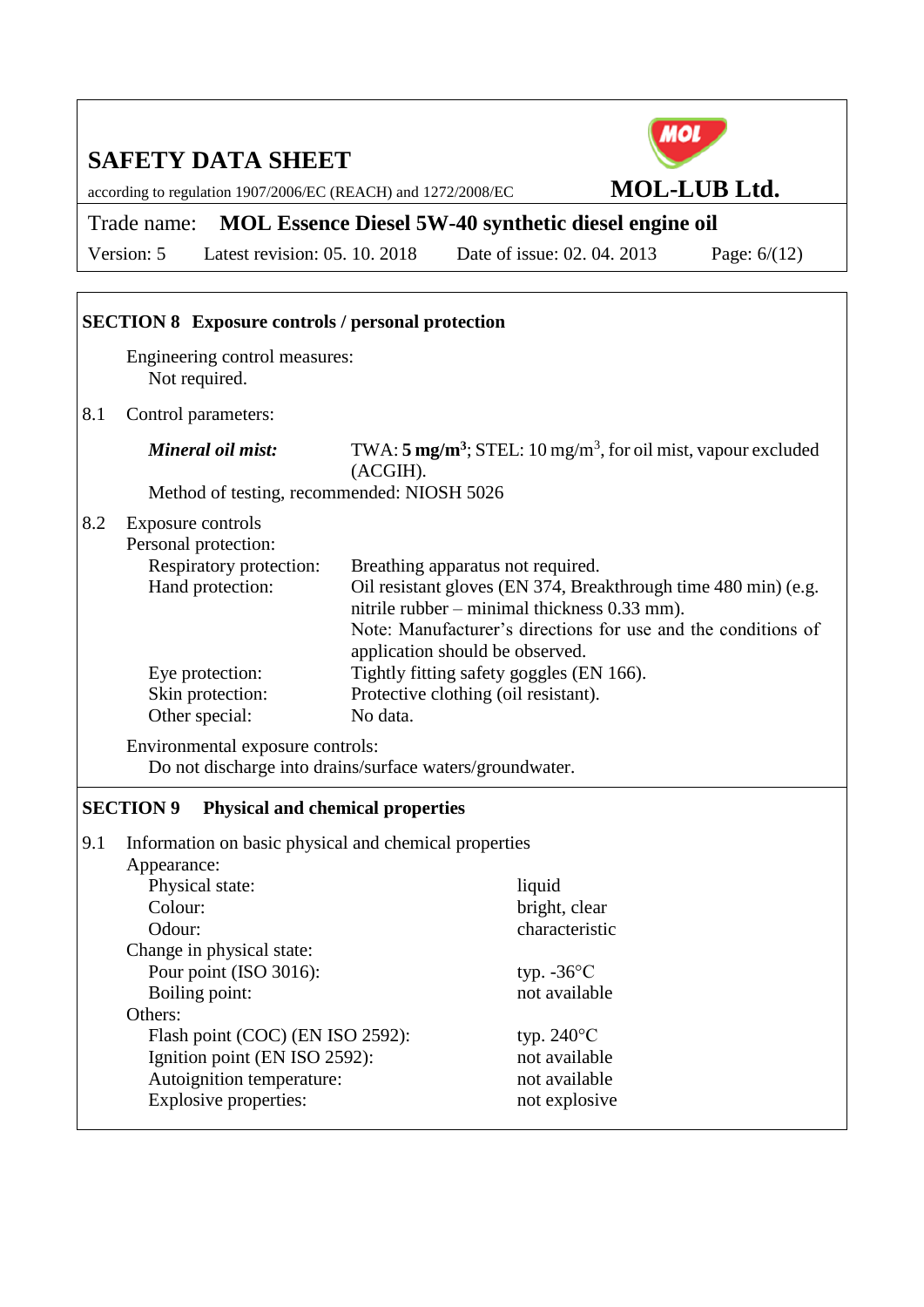## SECTION 8 Exposure controls / personal protection

Engineering control measures:
Not required.

8.1 Control parameters:

| | |
|---|---|
| ***Mineral oil mist:*** | TWA: **5 mg/m³**; STEL: 10 mg/m³, for oil mist, vapour excluded (ACGIH). |

Method of testing, recommended: NIOSH 5026

8.2 Exposure controls

Personal protection:

| | |
|---|---|
| Respiratory protection: | Breathing apparatus not required. |
| Hand protection: | Oil resistant gloves (EN 374, Breakthrough time 480 min) (e.g. nitrile rubber – minimal thickness 0.33 mm). Note: Manufacturer's directions for use and the conditions of application should be observed. |
| Eye protection: | Tightly fitting safety goggles (EN 166). |
| Skin protection: | Protective clothing (oil resistant). |
| Other special: | No data. |

Environmental exposure controls:
Do not discharge into drains/surface waters/groundwater.

## SECTION 9 Physical and chemical properties

9.1 Information on basic physical and chemical properties

| | |
|---|---|
| **Appearance:** | |
| Physical state: | liquid |
| Colour: | bright, clear |
| Odour: | characteristic |
| **Change in physical state:** | |
| Pour point (ISO 3016): | typ. -36°C |
| Boiling point: | not available |
| **Others:** | |
| Flash point (COC) (EN ISO 2592): | typ. 240°C |
| Ignition point (EN ISO 2592): | not available |
| Autoignition temperature: | not available |
| Explosive properties: | not explosive |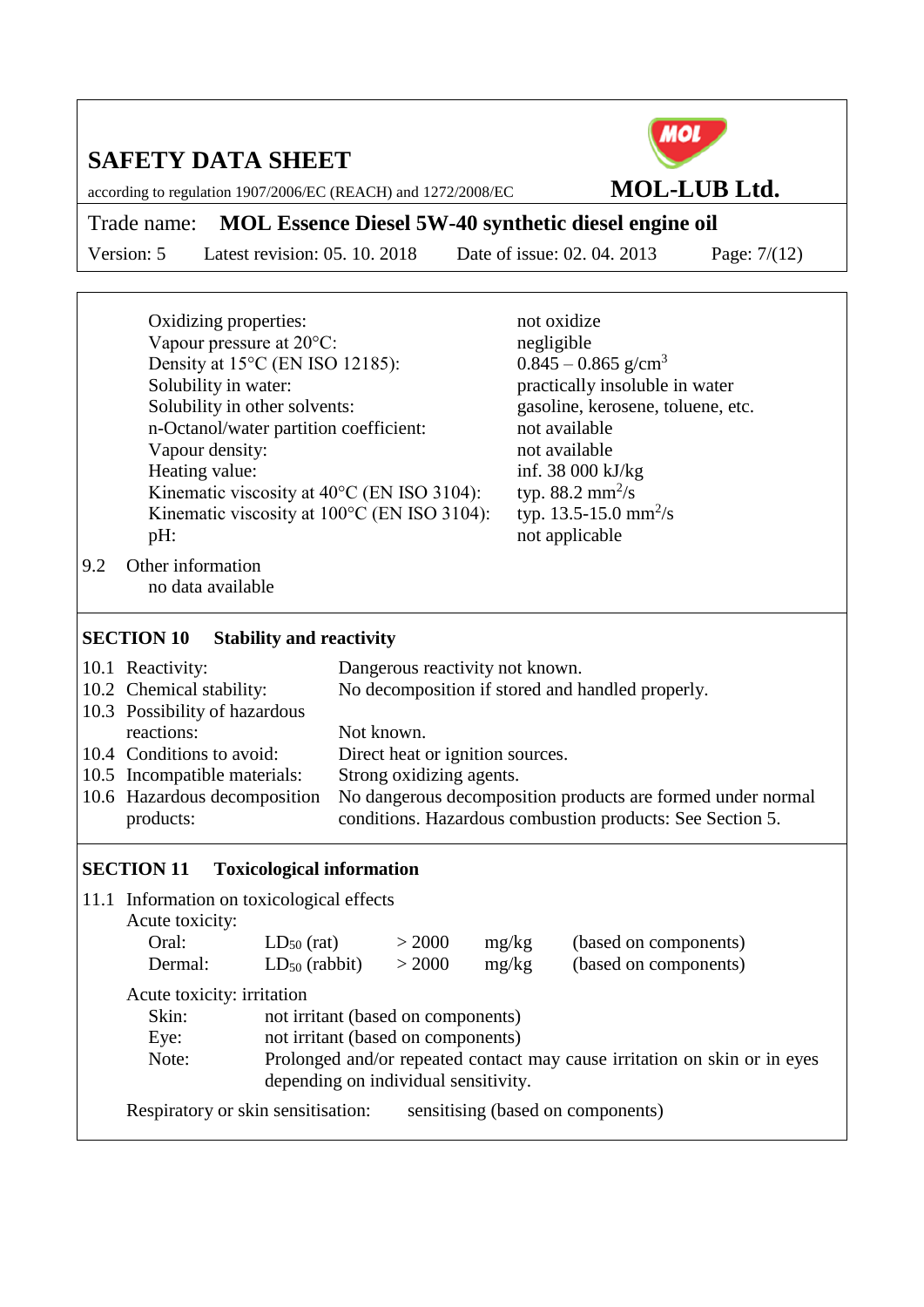| | |
|---|---|
| Oxidizing properties: | not oxidize |
| Vapour pressure at 20°C: | negligible |
| Density at 15°C (EN ISO 12185): | 0.845 – 0.865 g/cm$^3$ |
| Solubility in water: | practically insoluble in water |
| Solubility in other solvents: | gasoline, kerosene, toluene, etc. |
| n-Octanol/water partition coefficient: | not available |
| Vapour density: | not available |
| Heating value: | inf. 38 000 kJ/kg |
| Kinematic viscosity at 40°C (EN ISO 3104): | typ. 88.2 mm$^2$/s |
| Kinematic viscosity at 100°C (EN ISO 3104): | typ. 13.5-15.0 mm$^2$/s |
| pH: | not applicable |

9.2 Other information

no data available

## SECTION 10 Stability and reactivity

| | |
|---|---|
| 10.1 Reactivity: | Dangerous reactivity not known. |
| 10.2 Chemical stability: | No decomposition if stored and handled properly. |
| 10.3 Possibility of hazardous reactions: | Not known. |
| 10.4 Conditions to avoid: | Direct heat or ignition sources. |
| 10.5 Incompatible materials: | Strong oxidizing agents. |
| 10.6 Hazardous decomposition products: | No dangerous decomposition products are formed under normal conditions. Hazardous combustion products: See Section 5. |

## SECTION 11 Toxicological information

11.1 Information on toxicological effects

Acute toxicity:

| | | | | |
|---|---|---|---|---|
| Oral: | $LD_{50}$ (rat) | > 2000 | mg/kg | (based on components) |
| Dermal: | $LD_{50}$ (rabbit) | > 2000 | mg/kg | (based on components) |

Acute toxicity: irritation

| | |
|---|---|
| Skin: | not irritant (based on components) |
| Eye: | not irritant (based on components) |
| Note: | Prolonged and/or repeated contact may cause irritation on skin or in eyes depending on individual sensitivity. |

Respiratory or skin sensitisation: sensitising (based on components)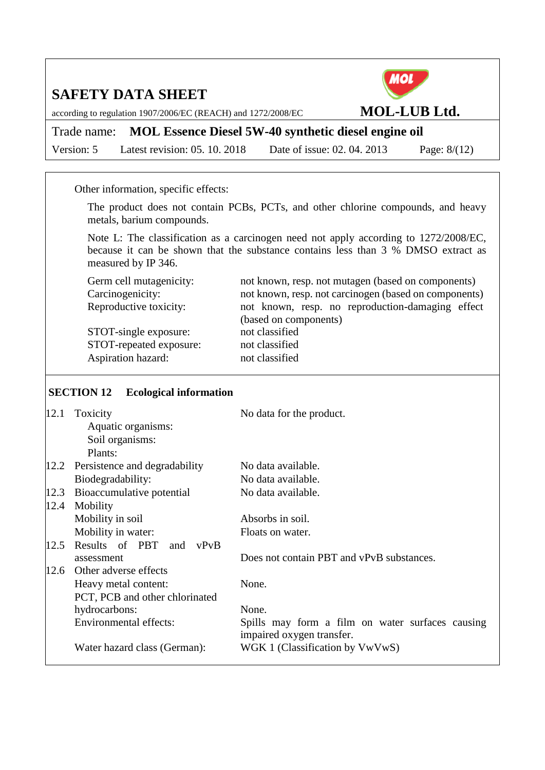Other information, specific effects:

The product does not contain PCBs, PCTs, and other chlorine compounds, and heavy metals, barium compounds.

Note L: The classification as a carcinogen need not apply according to 1272/2008/EC, because it can be shown that the substance contains less than 3 % DMSO extract as measured by IP 346.

| | |
|---|---|
| Germ cell mutagenicity: | not known, resp. not mutagen (based on components) |
| Carcinogenicity: | not known, resp. not carcinogen (based on components) |
| Reproductive toxicity: | not known, resp. no reproduction-damaging effect (based on components) |
| STOT-single exposure: | not classified |
| STOT-repeated exposure: | not classified |
| Aspiration hazard: | not classified |

## SECTION 12 Ecological information

| | | |
|---|---|---|
| 12.1 | Toxicity | No data for the product. |
| | Aquatic organisms: | |
| | Soil organisms: | |
| | Plants: | |
| 12.2 | Persistence and degradability | No data available. |
| | Biodegradability: | No data available. |
| 12.3 | Bioaccumulative potential | No data available. |
| 12.4 | Mobility | |
| | Mobility in soil | Absorbs in soil. |
| | Mobility in water: | Floats on water. |
| 12.5 | Results of PBT and vPvB assessment | Does not contain PBT and vPvB substances. |
| 12.6 | Other adverse effects | |
| | Heavy metal content: | None. |
| | PCT, PCB and other chlorinated hydrocarbons: | None. |
| | Environmental effects: | Spills may form a film on water surfaces causing impaired oxygen transfer. |
| | Water hazard class (German): | WGK 1 (Classification by VwVwS) |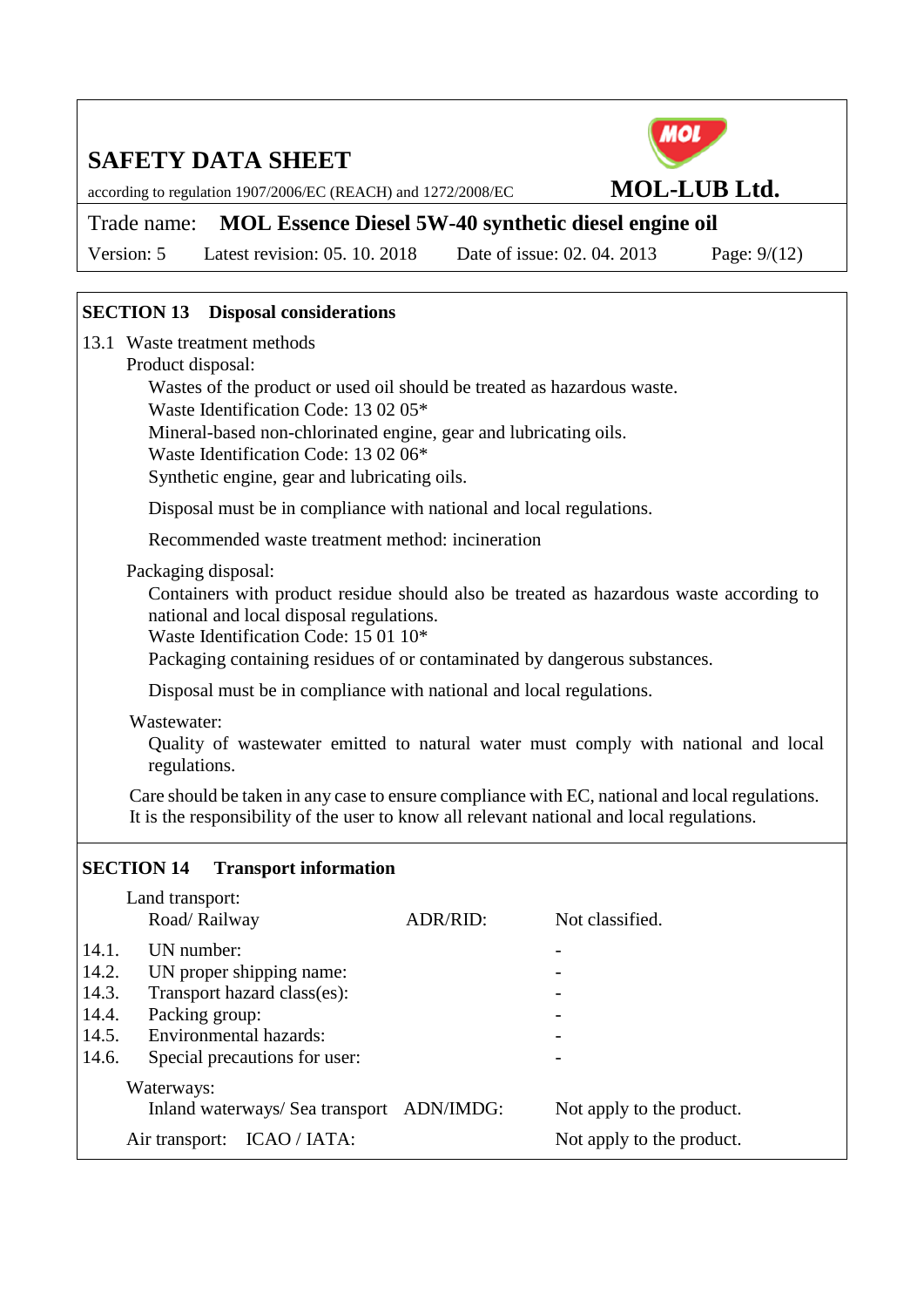## SECTION 13 Disposal considerations

13.1 Waste treatment methods

Product disposal:

Wastes of the product or used oil should be treated as hazardous waste.
Waste Identification Code: 13 02 05*
Mineral-based non-chlorinated engine, gear and lubricating oils.
Waste Identification Code: 13 02 06*
Synthetic engine, gear and lubricating oils.

Disposal must be in compliance with national and local regulations.

Recommended waste treatment method: incineration

Packaging disposal:

Containers with product residue should also be treated as hazardous waste according to national and local disposal regulations.
Waste Identification Code: 15 01 10*
Packaging containing residues of or contaminated by dangerous substances.

Disposal must be in compliance with national and local regulations.

Wastewater:

Quality of wastewater emitted to natural water must comply with national and local regulations.

Care should be taken in any case to ensure compliance with EC, national and local regulations.
It is the responsibility of the user to know all relevant national and local regulations.

## SECTION 14 Transport information

Land transport:

| | | | |
|---|---|---|---|
| | Road/ Railway | ADR/RID: | Not classified. |
| 14.1. | UN number: | | - |
| 14.2. | UN proper shipping name: | | - |
| 14.3. | Transport hazard class(es): | | - |
| 14.4. | Packing group: | | - |
| 14.5. | Environmental hazards: | | - |
| 14.6. | Special precautions for user: | | - |

Waterways:

| | | |
|---|---|---|
| Inland waterways/ Sea transport | ADN/IMDG: | Not apply to the product. |

Air transport: ICAO / IATA: Not apply to the product.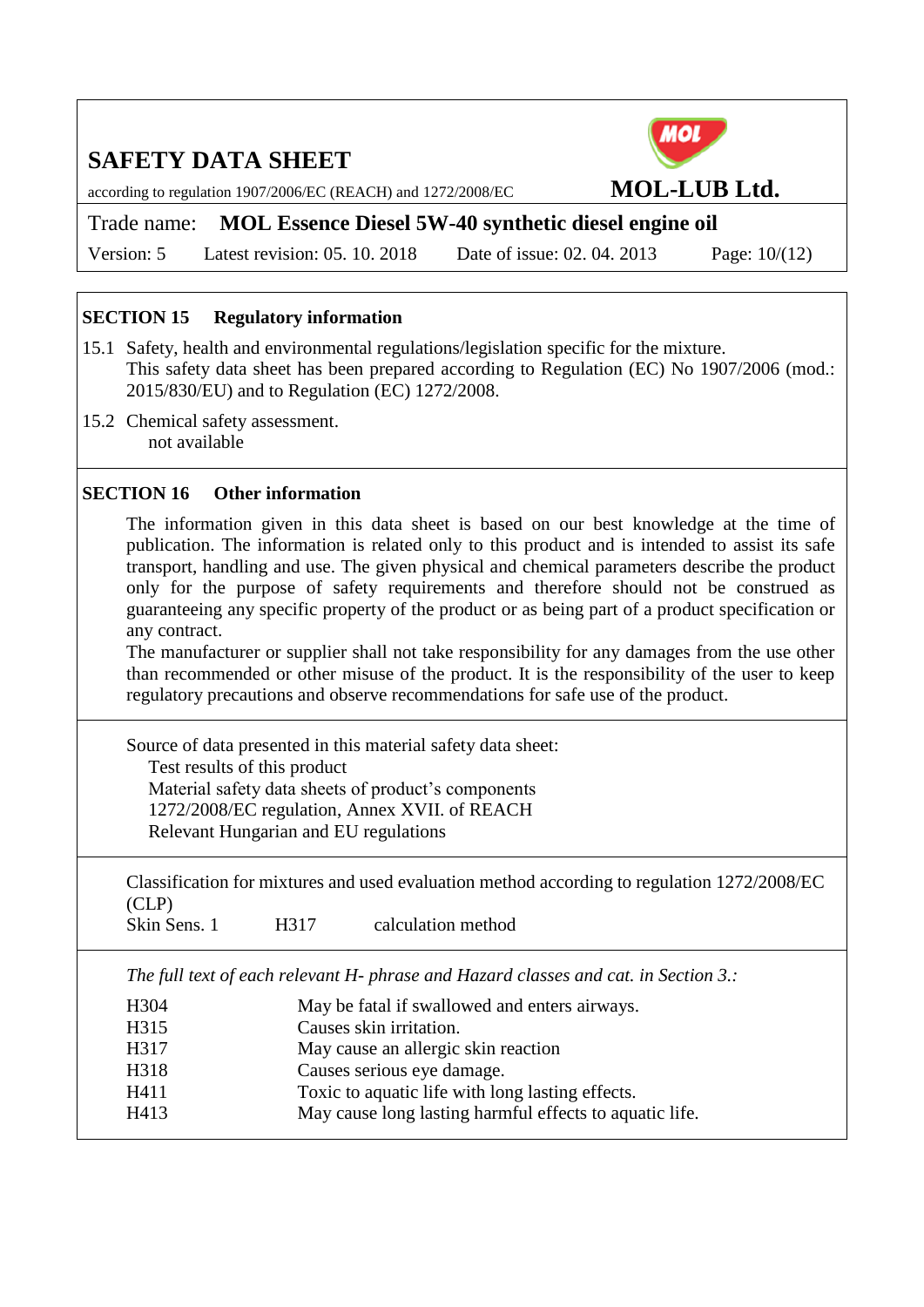## SECTION 15 Regulatory information

15.1 Safety, health and environmental regulations/legislation specific for the mixture.
This safety data sheet has been prepared according to Regulation (EC) No 1907/2006 (mod.: 2015/830/EU) and to Regulation (EC) 1272/2008.

15.2 Chemical safety assessment.
not available

## SECTION 16 Other information

The information given in this data sheet is based on our best knowledge at the time of publication. The information is related only to this product and is intended to assist its safe transport, handling and use. The given physical and chemical parameters describe the product only for the purpose of safety requirements and therefore should not be construed as guaranteeing any specific property of the product or as being part of a product specification or any contract.
The manufacturer or supplier shall not take responsibility for any damages from the use other than recommended or other misuse of the product. It is the responsibility of the user to keep regulatory precautions and observe recommendations for safe use of the product.

Source of data presented in this material safety data sheet:
- Test results of this product
- Material safety data sheets of product's components
- 1272/2008/EC regulation, Annex XVII. of REACH
- Relevant Hungarian and EU regulations

Classification for mixtures and used evaluation method according to regulation 1272/2008/EC (CLP)

| | | |
|---|---|---|
| Skin Sens. 1 | H317 | calculation method |

*The full text of each relevant H- phrase and Hazard classes and cat. in Section 3.:*

| | |
|---|---|
| H304 | May be fatal if swallowed and enters airways. |
| H315 | Causes skin irritation. |
| H317 | May cause an allergic skin reaction |
| H318 | Causes serious eye damage. |
| H411 | Toxic to aquatic life with long lasting effects. |
| H413 | May cause long lasting harmful effects to aquatic life. |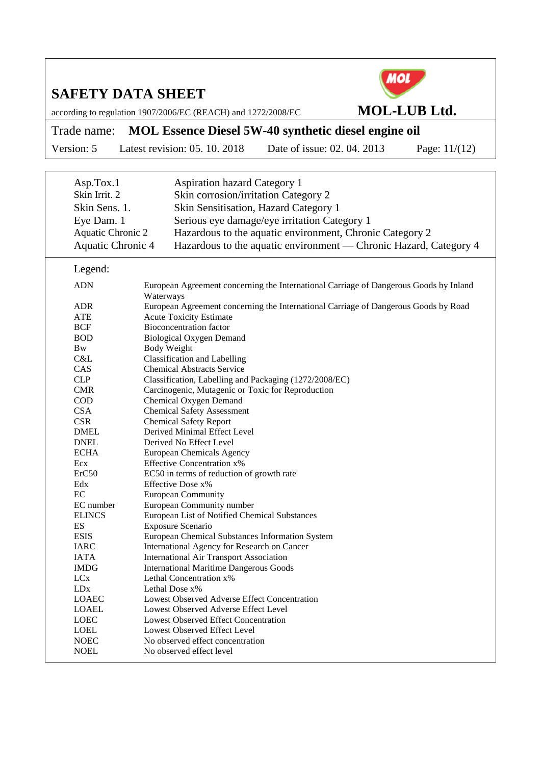| | |
|---|---|
| Asp.Tox.1 | Aspiration hazard Category 1 |
| Skin Irrit. 2 | Skin corrosion/irritation Category 2 |
| Skin Sens. 1. | Skin Sensitisation, Hazard Category 1 |
| Eye Dam. 1 | Serious eye damage/eye irritation Category 1 |
| Aquatic Chronic 2 | Hazardous to the aquatic environment, Chronic Category 2 |
| Aquatic Chronic 4 | Hazardous to the aquatic environment — Chronic Hazard, Category 4 |

Legend:

| | |
|---|---|
| ADN | European Agreement concerning the International Carriage of Dangerous Goods by Inland Waterways |
| ADR | European Agreement concerning the International Carriage of Dangerous Goods by Road |
| ATE | Acute Toxicity Estimate |
| BCF | Bioconcentration factor |
| BOD | Biological Oxygen Demand |
| Bw | Body Weight |
| C&L | Classification and Labelling |
| CAS | Chemical Abstracts Service |
| CLP | Classification, Labelling and Packaging (1272/2008/EC) |
| CMR | Carcinogenic, Mutagenic or Toxic for Reproduction |
| COD | Chemical Oxygen Demand |
| CSA | Chemical Safety Assessment |
| CSR | Chemical Safety Report |
| DMEL | Derived Minimal Effect Level |
| DNEL | Derived No Effect Level |
| ECHA | European Chemicals Agency |
| Ecx | Effective Concentration x% |
| ErC50 | EC50 in terms of reduction of growth rate |
| Edx | Effective Dose x% |
| EC | European Community |
| EC number | European Community number |
| ELINCS | European List of Notified Chemical Substances |
| ES | Exposure Scenario |
| ESIS | European Chemical Substances Information System |
| IARC | International Agency for Research on Cancer |
| IATA | International Air Transport Association |
| IMDG | International Maritime Dangerous Goods |
| LCx | Lethal Concentration x% |
| LDx | Lethal Dose x% |
| LOAEC | Lowest Observed Adverse Effect Concentration |
| LOAEL | Lowest Observed Adverse Effect Level |
| LOEC | Lowest Observed Effect Concentration |
| LOEL | Lowest Observed Effect Level |
| NOEC | No observed effect concentration |
| NOEL | No observed effect level |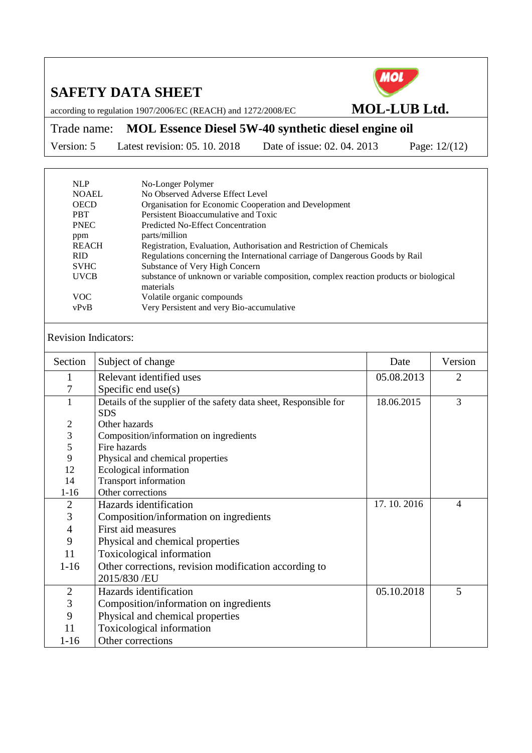| | |
|---|---|
| NLP | No-Longer Polymer |
| NOAEL | No Observed Adverse Effect Level |
| OECD | Organisation for Economic Cooperation and Development |
| PBT | Persistent Bioaccumulative and Toxic |
| PNEC | Predicted No-Effect Concentration |
| ppm | parts/million |
| REACH | Registration, Evaluation, Authorisation and Restriction of Chemicals |
| RID | Regulations concerning the International carriage of Dangerous Goods by Rail |
| SVHC | Substance of Very High Concern |
| UVCB | substance of unknown or variable composition, complex reaction products or biological materials |
| VOC | Volatile organic compounds |
| vPvB | Very Persistent and very Bio-accumulative |

Revision Indicators:

| Section | Subject of change | Date | Version |
|---|---|---|---|
| 1 | Relevant identified uses | 05.08.2013 | 2 |
| 7 | Specific end use(s) | | |
| 1 | Details of the supplier of the safety data sheet, Responsible for SDS | 18.06.2015 | 3 |
| 2 | Other hazards | | |
| 3 | Composition/information on ingredients | | |
| 5 | Fire hazards | | |
| 9 | Physical and chemical properties | | |
| 12 | Ecological information | | |
| 14 | Transport information | | |
| 1-16 | Other corrections | | |
| 2 | Hazards identification | 17. 10. 2016 | 4 |
| 3 | Composition/information on ingredients | | |
| 4 | First aid measures | | |
| 9 | Physical and chemical properties | | |
| 11 | Toxicological information | | |
| 1-16 | Other corrections, revision modification according to 2015/830 /EU | | |
| 2 | Hazards identification | 05.10.2018 | 5 |
| 3 | Composition/information on ingredients | | |
| 9 | Physical and chemical properties | | |
| 11 | Toxicological information | | |
| 1-16 | Other corrections | | |